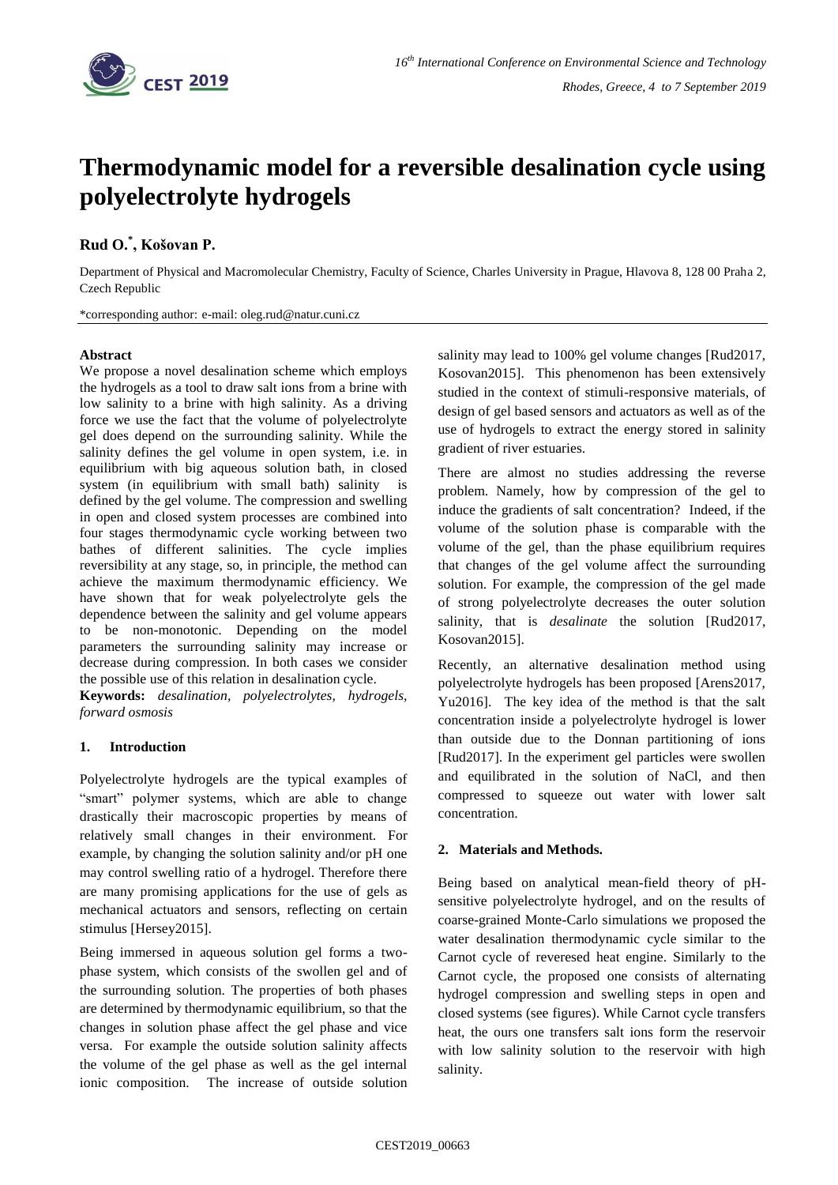# Thermodynamic model for a reversible desalination cycle using polyelectrolyte hydrogels

## Rud O.[*], Košovan P.

Department of Physical and Macromolecular Chemistry, Faculty of Science, Charles University in Prague, Hlavova 8, 128 00 Praha 2, Czech Republic

*corresponding author: e-mail: oleg.rud@natur.cuni.cz

### Abstract

We propose a novel desalination scheme which employs the hydrogels as a tool to draw salt ions from a brine with low salinity to a brine with high salinity. As a driving force we use the fact that the volume of polyelectrolyte gel does depend on the surrounding salinity. While the salinity defines the gel volume in open system, i.e. in equilibrium with big aqueous solution bath, in closed system (in equilibrium with small bath) salinity is defined by the gel volume. The compression and swelling in open and closed system processes are combined into four stages thermodynamic cycle working between two bathes of different salinities. The cycle implies reversibility at any stage, so, in principle, the method can achieve the maximum thermodynamic efficiency. We have shown that for weak polyelectrolyte gels the dependence between the salinity and gel volume appears to be non-monotonic. Depending on the model parameters the surrounding salinity may increase or decrease during compression. In both cases we consider the possible use of this relation in desalination cycle.

**Keywords:** *desalination, polyelectrolytes, hydrogels, forward osmosis*

### 1. Introduction

Polyelectrolyte hydrogels are the typical examples of "smart" polymer systems, which are able to change drastically their macroscopic properties by means of relatively small changes in their environment. For example, by changing the solution salinity and/or pH one may control swelling ratio of a hydrogel. Therefore there are many promising applications for the use of gels as mechanical actuators and sensors, reflecting on certain stimulus [Hersey2015].

Being immersed in aqueous solution gel forms a two-phase system, which consists of the swollen gel and of the surrounding solution. The properties of both phases are determined by thermodynamic equilibrium, so that the changes in solution phase affect the gel phase and vice versa. For example the outside solution salinity affects the volume of the gel phase as well as the gel internal ionic composition. The increase of outside solution salinity may lead to 100% gel volume changes [Rud2017, Kosovan2015]. This phenomenon has been extensively studied in the context of stimuli-responsive materials, of design of gel based sensors and actuators as well as of the use of hydrogels to extract the energy stored in salinity gradient of river estuaries.

There are almost no studies addressing the reverse problem. Namely, how by compression of the gel to induce the gradients of salt concentration? Indeed, if the volume of the solution phase is comparable with the volume of the gel, than the phase equilibrium requires that changes of the gel volume affect the surrounding solution. For example, the compression of the gel made of strong polyelectrolyte decreases the outer solution salinity, that is *desalinate* the solution [Rud2017, Kosovan2015].

Recently, an alternative desalination method using polyelectrolyte hydrogels has been proposed [Arens2017, Yu2016]. The key idea of the method is that the salt concentration inside a polyelectrolyte hydrogel is lower than outside due to the Donnan partitioning of ions [Rud2017]. In the experiment gel particles were swollen and equilibrated in the solution of NaCl, and then compressed to squeeze out water with lower salt concentration.

### 2. Materials and Methods.

Being based on analytical mean-field theory of pH-sensitive polyelectrolyte hydrogel, and on the results of coarse-grained Monte-Carlo simulations we proposed the water desalination thermodynamic cycle similar to the Carnot cycle of reveresed heat engine. Similarly to the Carnot cycle, the proposed one consists of alternating hydrogel compression and swelling steps in open and closed systems (see figures). While Carnot cycle transfers heat, the ours one transfers salt ions form the reservoir with low salinity solution to the reservoir with high salinity.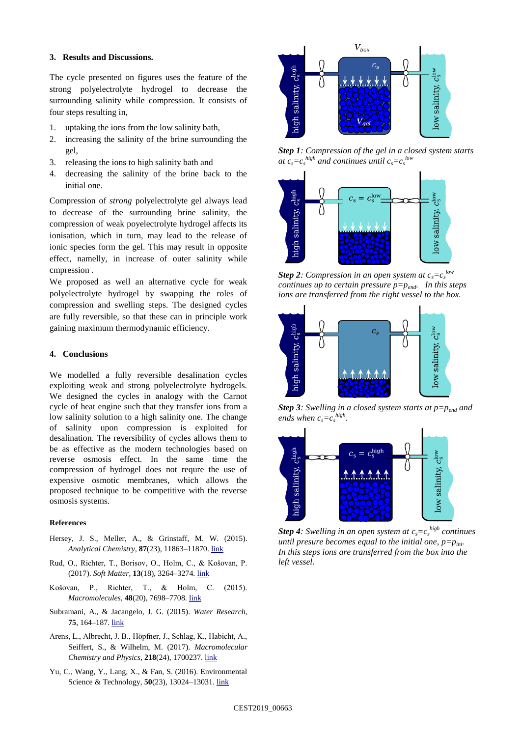## 3. Results and Discussions.

The cycle presented on figures uses the feature of the strong polyelectrolyte hydrogel to decrease the surrounding salinity while compression. It consists of four steps resulting in,

1. uptaking the ions from the low salinity bath,
2. increasing the salinity of the brine surrounding the gel,
3. releasing the ions to high salinity bath and
4. decreasing the salinity of the brine back to the initial one.

Compression of *strong* polyelectrolyte gel always lead to decrease of the surrounding brine salinity, the compression of weak polyelectrolyte hydrogel affects its ionisation, which in turn, may lead to the release of ionic species form the gel. This may result in opposite effect, namely, in increase of outer salinity while cmpression .

We proposed as well an alternative cycle for weak polyelectrolyte hydrogel by swapping the roles of compression and swelling steps. The designed cycles are fully reversible, so that these can in principle work gaining maximum thermodynamic efficiency.

## 4. Conclusions

We modelled a fully reversible desalination cycles exploiting weak and strong polyelectrolyte hydrogels. We designed the cycles in analogy with the Carnot cycle of heat engine such that they transfer ions from a low salinity solution to a high salinity one. The change of salinity upon compression is exploited for desalination. The reversibility of cycles allows them to be as effective as the modern technologies based on reverse osmosis effect. In the same time the compression of hydrogel does not requre the use of expensive osmotic membranes, which allows the proposed technique to be competitive with the reverse osmosis systems.

### References

Hersey, J. S., Meller, A., & Grinstaff, M. W. (2015). *Analytical Chemistry*, **87**(23), 11863–11870. link

Rud, O., Richter, T., Borisov, O., Holm, C., & Košovan, P. (2017). *Soft Matter*, **13**(18), 3264–3274. link

Košovan, P., Richter, T., & Holm, C. (2015). *Macromolecules*, **48**(20), 7698–7708. link

Subramani, A., & Jacangelo, J. G. (2015). *Water Research*, **75**, 164–187. link

Arens, L., Albrecht, J. B., Höpfner, J., Schlag, K., Habicht, A., Seiffert, S., & Wilhelm, M. (2017). *Macromolecular Chemistry and Physics*, **218**(24), 1700237. link

Yu, C., Wang, Y., Lang, X., & Fan, S. (2016). Environmental Science & Technology, **50**(23), 13024–13031. link

$V_{box}$

high salinity, $c_s^{high}$

$c_s$

$V_{gel}$

low salinity, $c_s^{low}$

***Step 1**: Compression of the gel in a closed system starts at $c_s=c_s^{high}$ and continues until $c_s=c_s^{low}$.*

high salinity, $c_s^{high}$

$c_s = c_s^{low}$

low salinity, $c_s^{low}$

***Step 2**: Compression in an open system at $c_s=c_s^{low}$ continues up to certain pressure $p=p_{end}$. In this steps ions are transferred from the right vessel to the box.*

high salinity, $c_s^{high}$

$c_s$

low salinity, $c_s^{low}$

***Step 3**: Swelling in a closed system starts at $p=p_{end}$ and ends when $c_s=c_s^{high}$.*

high salinity, $c_s^{high}$

$c_s = c_s^{high}$

low salinity, $c_s^{low}$

***Step 4**: Swelling in an open system at $c_s=c_s^{high}$ continues until presure becomes equal to the initial one, $p=p_{ini}$. In this steps ions are transferred from the box into the left vessel.*